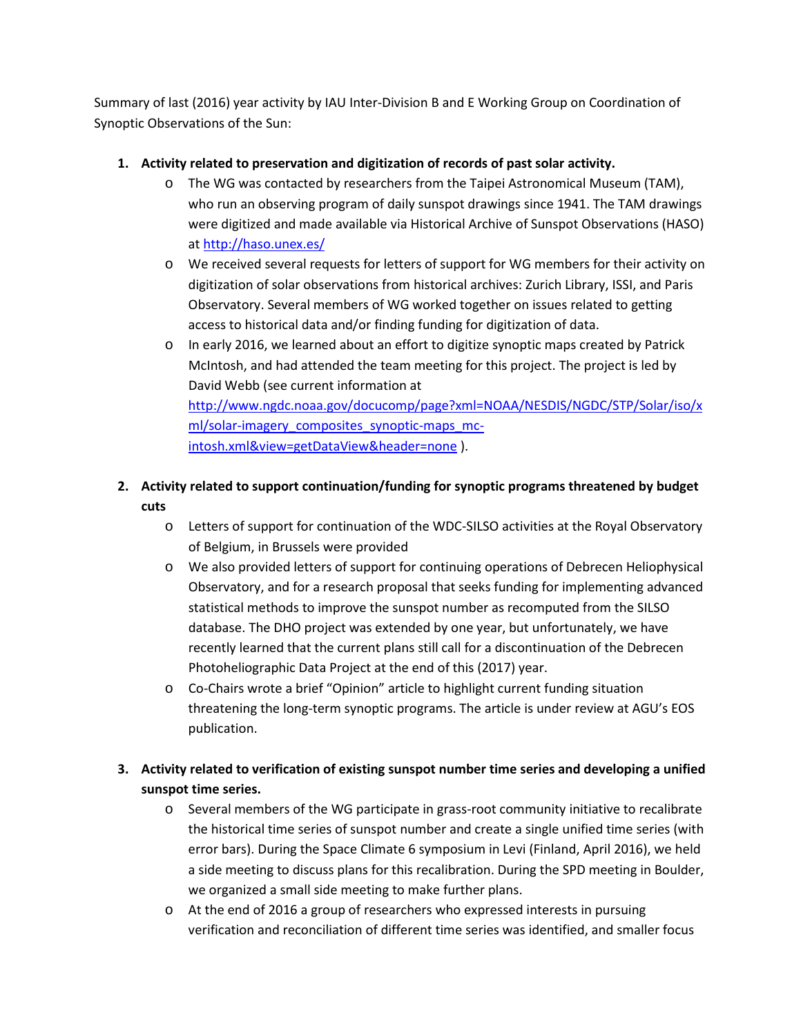Summary of last (2016) year activity by IAU Inter-Division B and E Working Group on Coordination of Synoptic Observations of the Sun:

1. **Activity related to preservation and digitization of records of past solar activity.**
   - The WG was contacted by researchers from the Taipei Astronomical Museum (TAM), who run an observing program of daily sunspot drawings since 1941. The TAM drawings were digitized and made available via Historical Archive of Sunspot Observations (HASO) at http://haso.unex.es/
   - We received several requests for letters of support for WG members for their activity on digitization of solar observations from historical archives: Zurich Library, ISSI, and Paris Observatory. Several members of WG worked together on issues related to getting access to historical data and/or finding funding for digitization of data.
   - In early 2016, we learned about an effort to digitize synoptic maps created by Patrick McIntosh, and had attended the team meeting for this project. The project is led by David Webb (see current information at http://www.ngdc.noaa.gov/docucomp/page?xml=NOAA/NESDIS/NGDC/STP/Solar/iso/xml/solar-imagery_composites_synoptic-maps_mc-intosh.xml&view=getDataView&header=none ).

2. **Activity related to support continuation/funding for synoptic programs threatened by budget cuts**
   - Letters of support for continuation of the WDC-SILSO activities at the Royal Observatory of Belgium, in Brussels were provided
   - We also provided letters of support for continuing operations of Debrecen Heliophysical Observatory, and for a research proposal that seeks funding for implementing advanced statistical methods to improve the sunspot number as recomputed from the SILSO database. The DHO project was extended by one year, but unfortunately, we have recently learned that the current plans still call for a discontinuation of the Debrecen Photoheliographic Data Project at the end of this (2017) year.
   - Co-Chairs wrote a brief "Opinion" article to highlight current funding situation threatening the long-term synoptic programs. The article is under review at AGU's EOS publication.

3. **Activity related to verification of existing sunspot number time series and developing a unified sunspot time series.**
   - Several members of the WG participate in grass-root community initiative to recalibrate the historical time series of sunspot number and create a single unified time series (with error bars). During the Space Climate 6 symposium in Levi (Finland, April 2016), we held a side meeting to discuss plans for this recalibration. During the SPD meeting in Boulder, we organized a small side meeting to make further plans.
   - At the end of 2016 a group of researchers who expressed interests in pursuing verification and reconciliation of different time series was identified, and smaller focus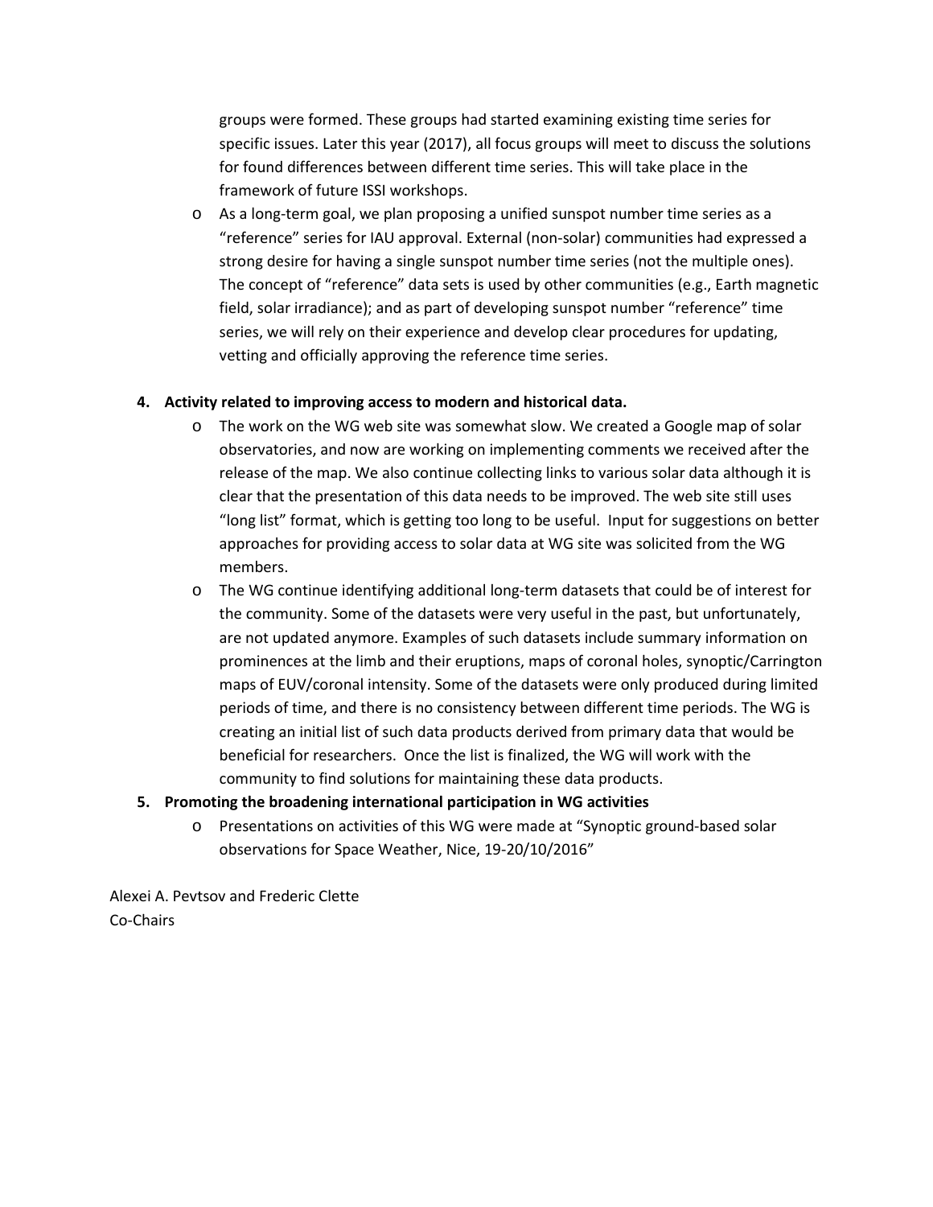groups were formed. These groups had started examining existing time series for specific issues. Later this year (2017), all focus groups will meet to discuss the solutions for found differences between different time series. This will take place in the framework of future ISSI workshops.

- As a long-term goal, we plan proposing a unified sunspot number time series as a "reference" series for IAU approval. External (non-solar) communities had expressed a strong desire for having a single sunspot number time series (not the multiple ones). The concept of "reference" data sets is used by other communities (e.g., Earth magnetic field, solar irradiance); and as part of developing sunspot number "reference" time series, we will rely on their experience and develop clear procedures for updating, vetting and officially approving the reference time series.

4. **Activity related to improving access to modern and historical data.**
   - The work on the WG web site was somewhat slow. We created a Google map of solar observatories, and now are working on implementing comments we received after the release of the map. We also continue collecting links to various solar data although it is clear that the presentation of this data needs to be improved. The web site still uses "long list" format, which is getting too long to be useful. Input for suggestions on better approaches for providing access to solar data at WG site was solicited from the WG members.
   - The WG continue identifying additional long-term datasets that could be of interest for the community. Some of the datasets were very useful in the past, but unfortunately, are not updated anymore. Examples of such datasets include summary information on prominences at the limb and their eruptions, maps of coronal holes, synoptic/Carrington maps of EUV/coronal intensity. Some of the datasets were only produced during limited periods of time, and there is no consistency between different time periods. The WG is creating an initial list of such data products derived from primary data that would be beneficial for researchers. Once the list is finalized, the WG will work with the community to find solutions for maintaining these data products.
5. **Promoting the broadening international participation in WG activities**
   - Presentations on activities of this WG were made at "Synoptic ground-based solar observations for Space Weather, Nice, 19-20/10/2016"

Alexei A. Pevtsov and Frederic Clette
Co-Chairs